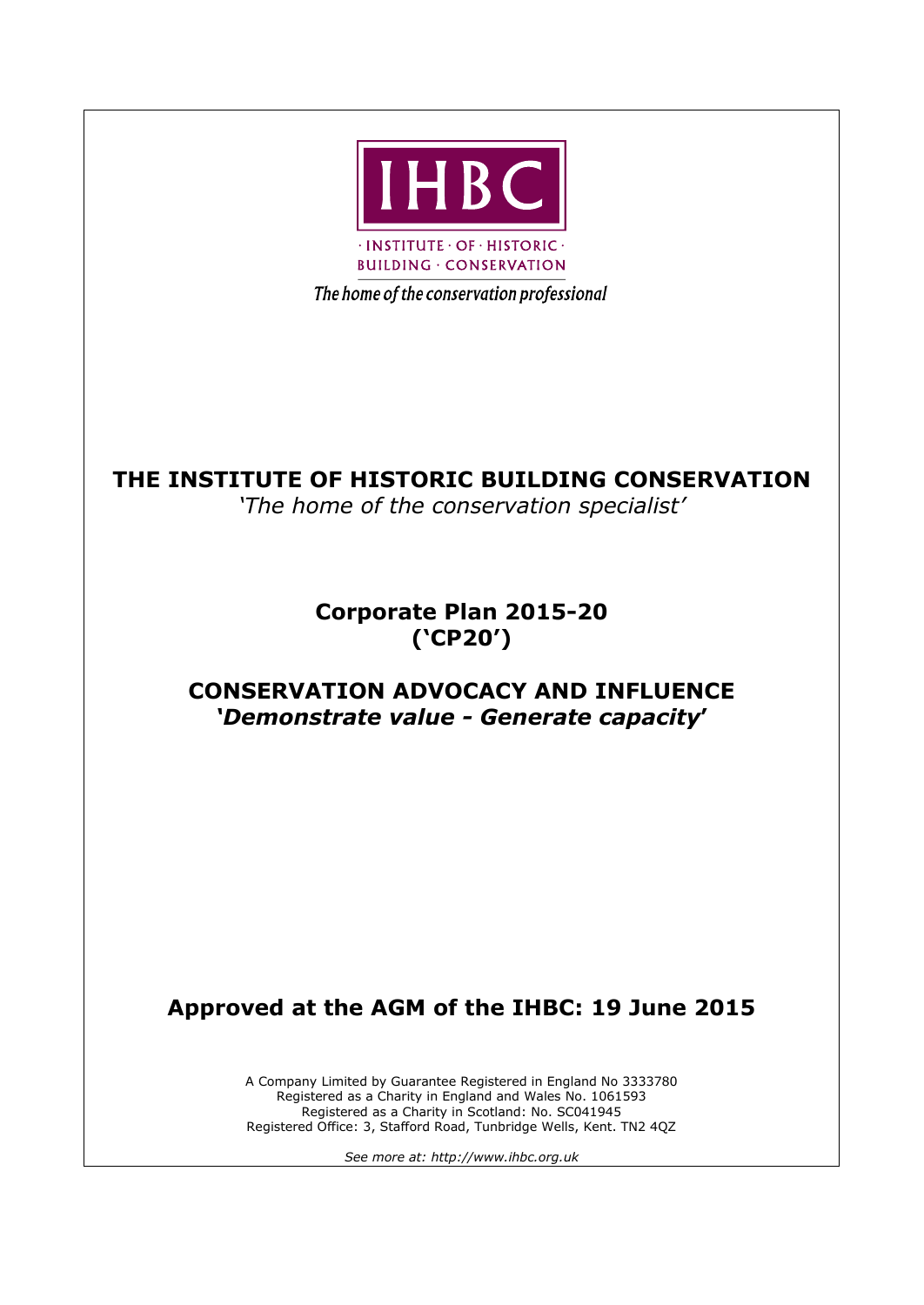IHBC

· INSTITUTE · OF · HISTORIC ·
BUILDING · CONSERVATION

*The home of the conservation professional*

# THE INSTITUTE OF HISTORIC BUILDING CONSERVATION

*'The home of the conservation specialist'*

## Corpora​te Plan 2015-20 ('CP20')

## CONSERVATION ADVOCACY AND INFLUENCE

***'Demonstrate value - Generate capacity'***

### Approved at the AGM of the IHBC: 19 June 2015

A Company Limited by Guarantee Registered in England No 3333780
Registered as a Charity in England and Wales No. 1061593
Registered as a Charity in Scotland: No. SC041945
Registered Office: 3, Stafford Road, Tunbridge Wells, Kent. TN2 4QZ

*See more at: http://www.ihbc.org.uk*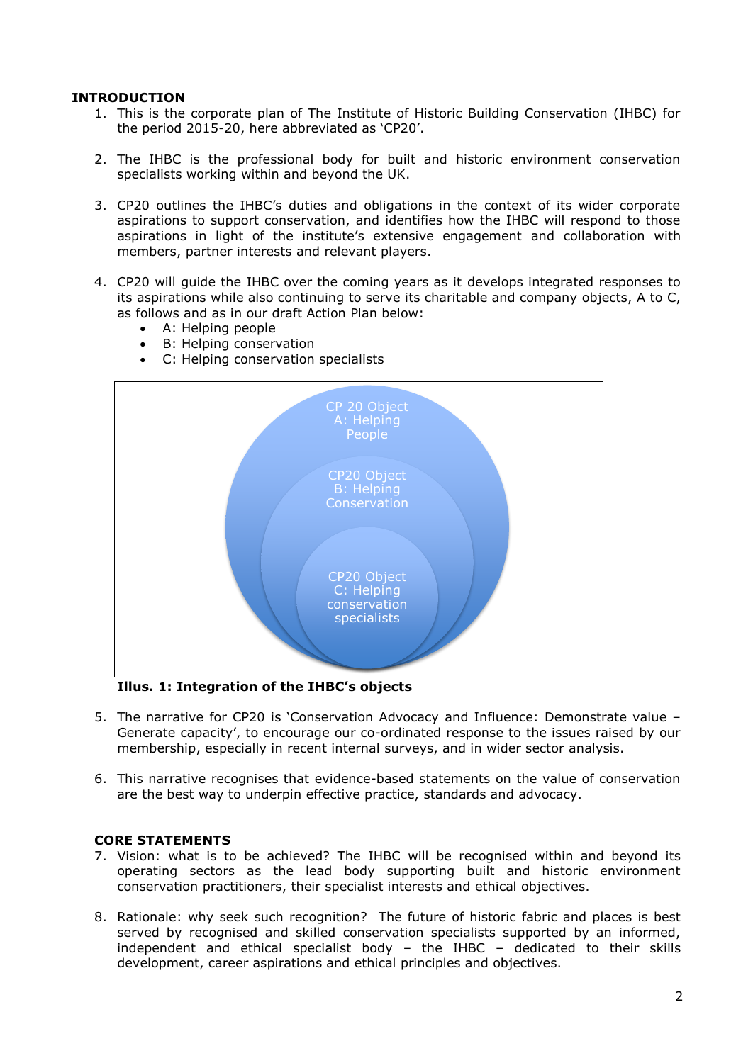## INTRODUCTION

1. This is the corporate plan of The Institute of Historic Building Conservation (IHBC) for the period 2015-20, here abbreviated as 'CP20'.

2. The IHBC is the professional body for built and historic environment conservation specialists working within and beyond the UK.

3. CP20 outlines the IHBC's duties and obligations in the context of its wider corporate aspirations to support conservation, and identifies how the IHBC will respond to those aspirations in light of the institute's extensive engagement and collaboration with members, partner interests and relevant players.

4. CP20 will guide the IHBC over the coming years as it develops integrated responses to its aspirations while also continuing to serve its charitable and company objects, A to C, as follows and as in our draft Action Plan below:
   - A: Helping people
   - B: Helping conservation
   - C: Helping conservation specialists

CP 20 Object A: Helping People

CP20 Object B: Helping Conservation

CP20 Object C: Helping conservation specialists

**Illus. 1: Integration of the IHBC's objects**

5. The narrative for CP20 is 'Conservation Advocacy and Influence: Demonstrate value – Generate capacity', to encourage our co-ordinated response to the issues raised by our membership, especially in recent internal surveys, and in wider sector analysis.

6. This narrative recognises that evidence-based statements on the value of conservation are the best way to underpin effective practice, standards and advocacy.

## CORE STATEMENTS

7. Vision: what is to be achieved? The IHBC will be recognised within and beyond its operating sectors as the lead body supporting built and historic environment conservation practitioners, their specialist interests and ethical objectives.

8. Rationale: why seek such recognition? The future of historic fabric and places is best served by recognised and skilled conservation specialists supported by an informed, independent and ethical specialist body – the IHBC – dedicated to their skills development, career aspirations and ethical principles and objectives.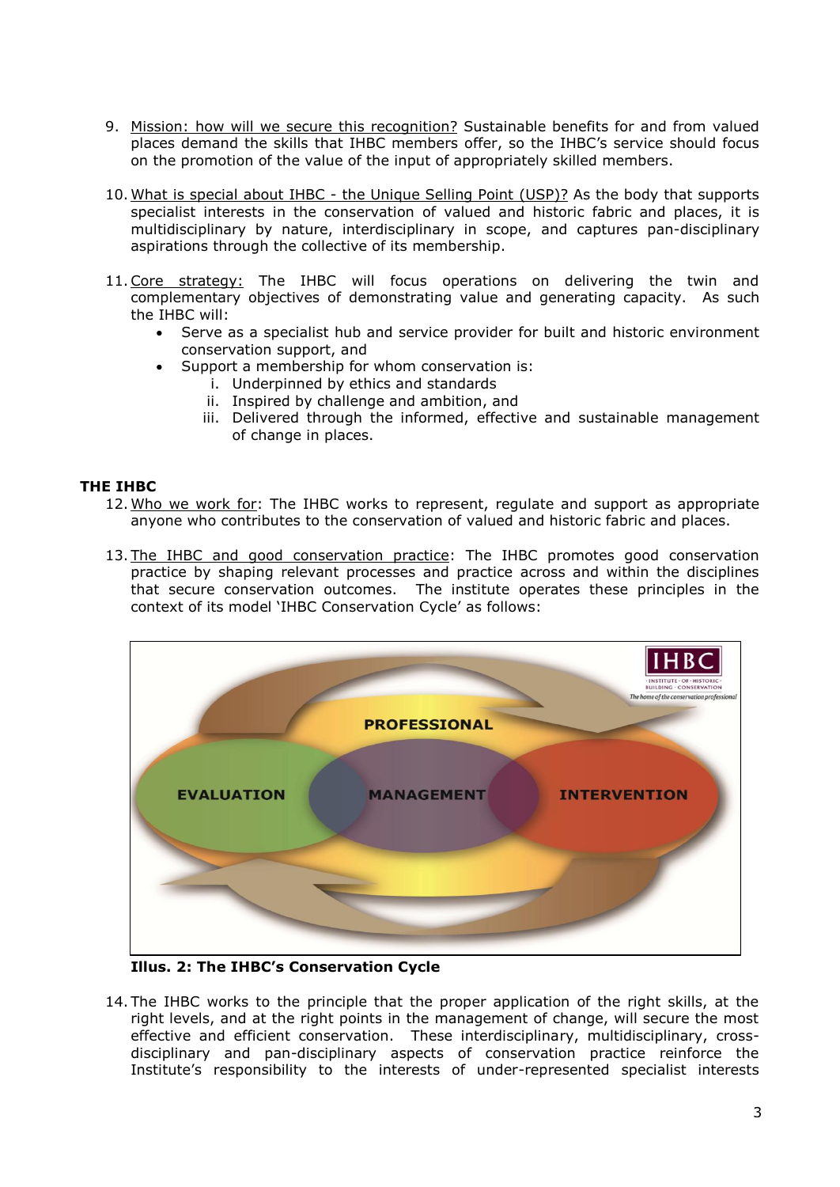9. Mission: how will we secure this recognition? Sustainable benefits for and from valued places demand the skills that IHBC members offer, so the IHBC's service should focus on the promotion of the value of the input of appropriately skilled members.

10. What is special about IHBC - the Unique Selling Point (USP)? As the body that supports specialist interests in the conservation of valued and historic fabric and places, it is multidisciplinary by nature, interdisciplinary in scope, and captures pan-disciplinary aspirations through the collective of its membership.

11. Core strategy: The IHBC will focus operations on delivering the twin and complementary objectives of demonstrating value and generating capacity. As such the IHBC will:
    - Serve as a specialist hub and service provider for built and historic environment conservation support, and
    - Support a membership for whom conservation is:
        i. Underpinned by ethics and standards
        ii. Inspired by challenge and ambition, and
        iii. Delivered through the informed, effective and sustainable management of change in places.

**THE IHBC**

12. Who we work for: The IHBC works to represent, regulate and support as appropriate anyone who contributes to the conservation of valued and historic fabric and places.

13. The IHBC and good conservation practice: The IHBC promotes good conservation practice by shaping relevant processes and practice across and within the disciplines that secure conservation outcomes. The institute operates these principles in the context of its model 'IHBC Conservation Cycle' as follows:

**Illus. 2: The IHBC's Conservation Cycle**

14. The IHBC works to the principle that the proper application of the right skills, at the right levels, and at the right points in the management of change, will secure the most effective and efficient conservation. These interdisciplinary, multidisciplinary, cross-disciplinary and pan-disciplinary aspects of conservation practice reinforce the Institute's responsibility to the interests of under-represented specialist interests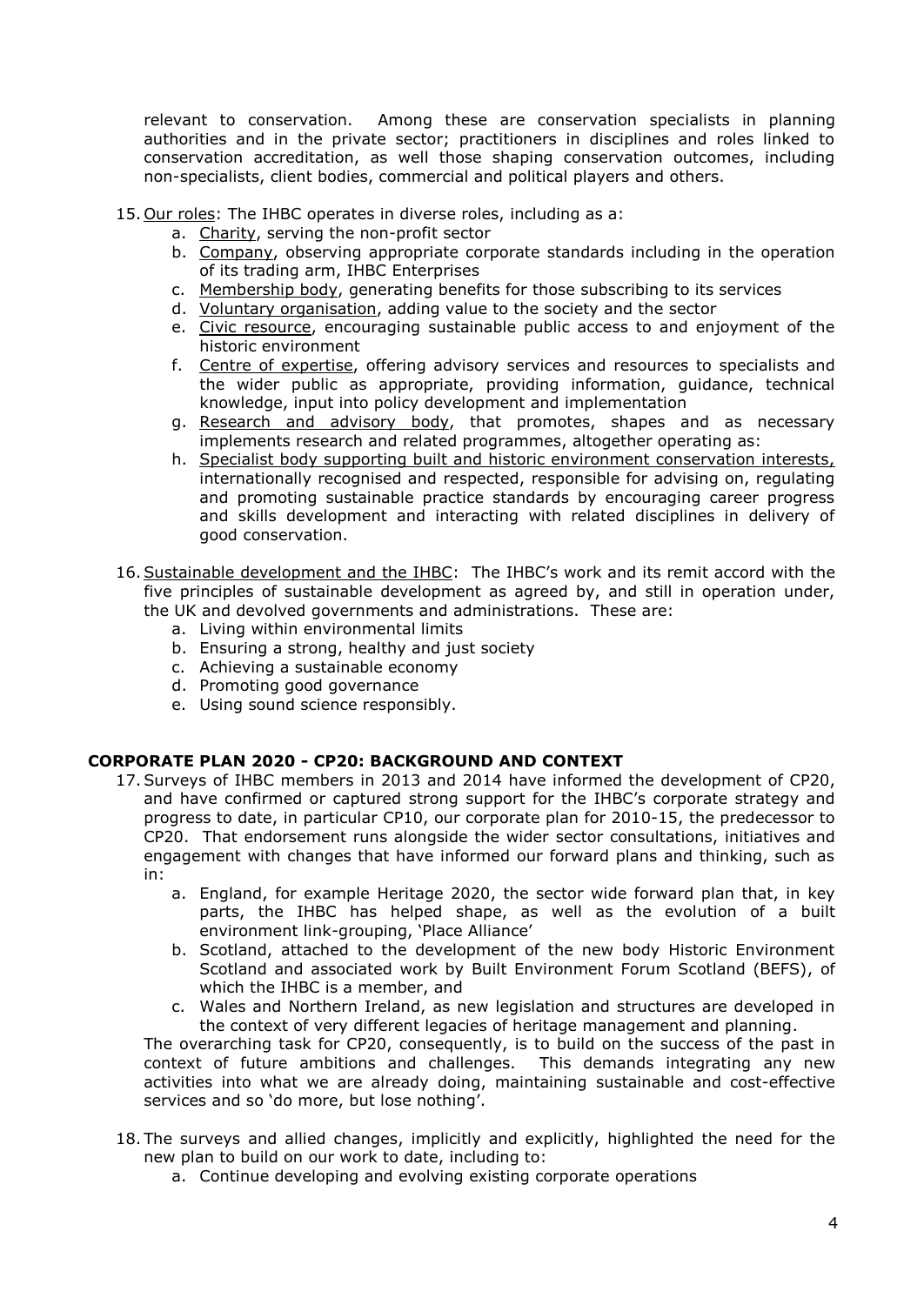relevant to conservation. Among these are conservation specialists in planning authorities and in the private sector; practitioners in disciplines and roles linked to conservation accreditation, as well those shaping conservation outcomes, including non-specialists, client bodies, commercial and political players and others.

15. Our roles: The IHBC operates in diverse roles, including as a:
    a. Charity, serving the non-profit sector
    b. Company, observing appropriate corporate standards including in the operation of its trading arm, IHBC Enterprises
    c. Membership body, generating benefits for those subscribing to its services
    d. Voluntary organisation, adding value to the society and the sector
    e. Civic resource, encouraging sustainable public access to and enjoyment of the historic environment
    f. Centre of expertise, offering advisory services and resources to specialists and the wider public as appropriate, providing information, guidance, technical knowledge, input into policy development and implementation
    g. Research and advisory body, that promotes, shapes and as necessary implements research and related programmes, altogether operating as:
    h. Specialist body supporting built and historic environment conservation interests, internationally recognised and respected, responsible for advising on, regulating and promoting sustainable practice standards by encouraging career progress and skills development and interacting with related disciplines in delivery of good conservation.

16. Sustainable development and the IHBC: The IHBC's work and its remit accord with the five principles of sustainable development as agreed by, and still in operation under, the UK and devolved governments and administrations. These are:
    a. Living within environmental limits
    b. Ensuring a strong, healthy and just society
    c. Achieving a sustainable economy
    d. Promoting good governance
    e. Using sound science responsibly.

## CORPORATE PLAN 2020 - CP20: BACKGROUND AND CONTEXT

17. Surveys of IHBC members in 2013 and 2014 have informed the development of CP20, and have confirmed or captured strong support for the IHBC's corporate strategy and progress to date, in particular CP10, our corporate plan for 2010-15, the predecessor to CP20. That endorsement runs alongside the wider sector consultations, initiatives and engagement with changes that have informed our forward plans and thinking, such as in:
    a. England, for example Heritage 2020, the sector wide forward plan that, in key parts, the IHBC has helped shape, as well as the evolution of a built environment link-grouping, 'Place Alliance'
    b. Scotland, attached to the development of the new body Historic Environment Scotland and associated work by Built Environment Forum Scotland (BEFS), of which the IHBC is a member, and
    c. Wales and Northern Ireland, as new legislation and structures are developed in the context of very different legacies of heritage management and planning.

    The overarching task for CP20, consequently, is to build on the success of the past in context of future ambitions and challenges. This demands integrating any new activities into what we are already doing, maintaining sustainable and cost-effective services and so 'do more, but lose nothing'.

18. The surveys and allied changes, implicitly and explicitly, highlighted the need for the new plan to build on our work to date, including to:
    a. Continue developing and evolving existing corporate operations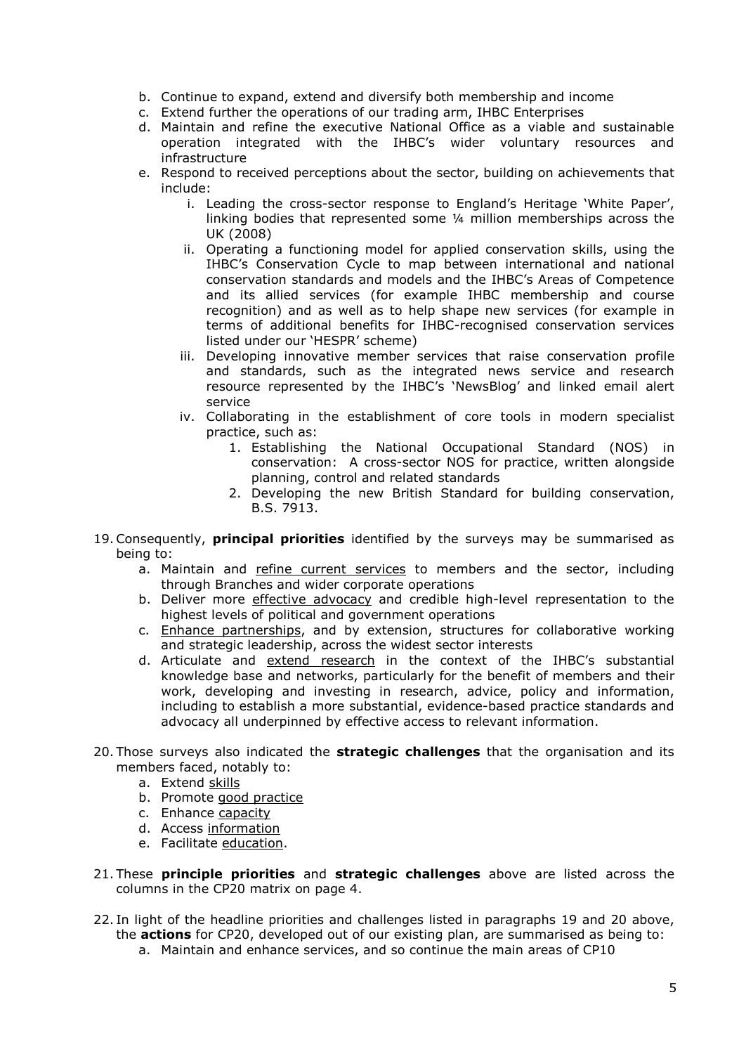b. Continue to expand, extend and diversify both membership and income
c. Extend further the operations of our trading arm, IHBC Enterprises
d. Maintain and refine the executive National Office as a viable and sustainable operation integrated with the IHBC's wider voluntary resources and infrastructure
e. Respond to received perceptions about the sector, building on achievements that include:
    i. Leading the cross-sector response to England's Heritage 'White Paper', linking bodies that represented some ¼ million memberships across the UK (2008)
    ii. Operating a functioning model for applied conservation skills, using the IHBC's Conservation Cycle to map between international and national conservation standards and models and the IHBC's Areas of Competence and its allied services (for example IHBC membership and course recognition) and as well as to help shape new services (for example in terms of additional benefits for IHBC-recognised conservation services listed under our 'HESPR' scheme)
    iii. Developing innovative member services that raise conservation profile and standards, such as the integrated news service and research resource represented by the IHBC's 'NewsBlog' and linked email alert service
    iv. Collaborating in the establishment of core tools in modern specialist practice, such as:
        1. Establishing the National Occupational Standard (NOS) in conservation: A cross-sector NOS for practice, written alongside planning, control and related standards
        2. Developing the new British Standard for building conservation, B.S. 7913.

19. Consequently, **principal priorities** identified by the surveys may be summarised as being to:
    a. Maintain and <u>refine current services</u> to members and the sector, including through Branches and wider corporate operations
    b. Deliver more <u>effective advocacy</u> and credible high-level representation to the highest levels of political and government operations
    c. <u>Enhance partnerships</u>, and by extension, structures for collaborative working and strategic leadership, across the widest sector interests
    d. Articulate and <u>extend research</u> in the context of the IHBC's substantial knowledge base and networks, particularly for the benefit of members and their work, developing and investing in research, advice, policy and information, including to establish a more substantial, evidence-based practice standards and advocacy all underpinned by effective access to relevant information.

20. Those surveys also indicated the **strategic challenges** that the organisation and its members faced, notably to:
    a. Extend <u>skills</u>
    b. Promote <u>good practice</u>
    c. Enhance <u>capacity</u>
    d. Access <u>information</u>
    e. Facilitate <u>education</u>.

21. These **principle priorities** and **strategic challenges** above are listed across the columns in the CP20 matrix on page 4.

22. In light of the headline priorities and challenges listed in paragraphs 19 and 20 above, the **actions** for CP20, developed out of our existing plan, are summarised as being to:
    a. Maintain and enhance services, and so continue the main areas of CP10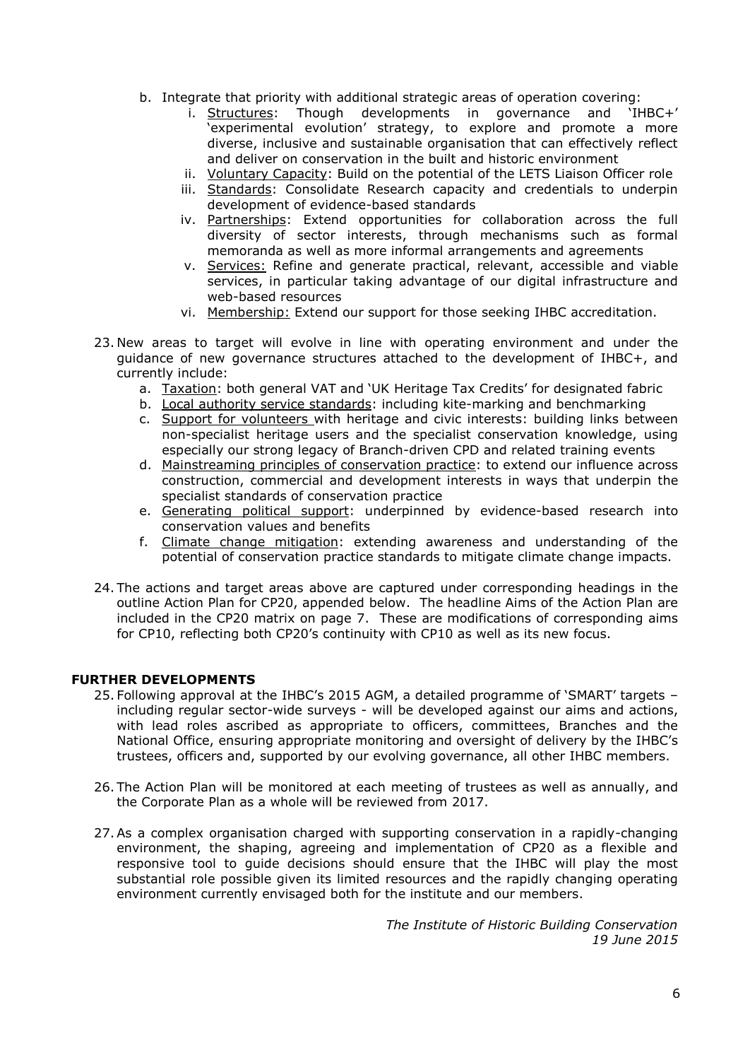b. Integrate that priority with additional strategic areas of operation covering:
   i. Structures: Though developments in governance and 'IHBC+' 'experimental evolution' strategy, to explore and promote a more diverse, inclusive and sustainable organisation that can effectively reflect and deliver on conservation in the built and historic environment
   ii. Voluntary Capacity: Build on the potential of the LETS Liaison Officer role
   iii. Standards: Consolidate Research capacity and credentials to underpin development of evidence-based standards
   iv. Partnerships: Extend opportunities for collaboration across the full diversity of sector interests, through mechanisms such as formal memoranda as well as more informal arrangements and agreements
   v. Services: Refine and generate practical, relevant, accessible and viable services, in particular taking advantage of our digital infrastructure and web-based resources
   vi. Membership: Extend our support for those seeking IHBC accreditation.

23. New areas to target will evolve in line with operating environment and under the guidance of new governance structures attached to the development of IHBC+, and currently include:
   a. Taxation: both general VAT and 'UK Heritage Tax Credits' for designated fabric
   b. Local authority service standards: including kite-marking and benchmarking
   c. Support for volunteers with heritage and civic interests: building links between non-specialist heritage users and the specialist conservation knowledge, using especially our strong legacy of Branch-driven CPD and related training events
   d. Mainstreaming principles of conservation practice: to extend our influence across construction, commercial and development interests in ways that underpin the specialist standards of conservation practice
   e. Generating political support: underpinned by evidence-based research into conservation values and benefits
   f. Climate change mitigation: extending awareness and understanding of the potential of conservation practice standards to mitigate climate change impacts.

24. The actions and target areas above are captured under corresponding headings in the outline Action Plan for CP20, appended below. The headline Aims of the Action Plan are included in the CP20 matrix on page 7. These are modifications of corresponding aims for CP10, reflecting both CP20's continuity with CP10 as well as its new focus.

## FURTHER DEVELOPMENTS

25. Following approval at the IHBC's 2015 AGM, a detailed programme of 'SMART' targets – including regular sector-wide surveys - will be developed against our aims and actions, with lead roles ascribed as appropriate to officers, committees, Branches and the National Office, ensuring appropriate monitoring and oversight of delivery by the IHBC's trustees, officers and, supported by our evolving governance, all other IHBC members.

26. The Action Plan will be monitored at each meeting of trustees as well as annually, and the Corporate Plan as a whole will be reviewed from 2017.

27. As a complex organisation charged with supporting conservation in a rapidly-changing environment, the shaping, agreeing and implementation of CP20 as a flexible and responsive tool to guide decisions should ensure that the IHBC will play the most substantial role possible given its limited resources and the rapidly changing operating environment currently envisaged both for the institute and our members.

*The Institute of Historic Building Conservation*
*19 June 2015*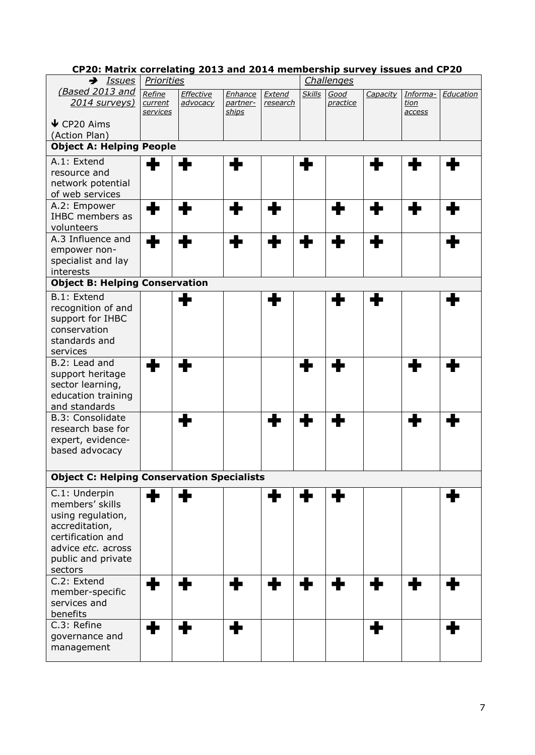**CP20: Matrix correlating 2013 and 2014 membership survey issues and CP20**

| → *Issues* (Based 2013 and 2014 surveys) ↓ CP20 Aims (Action Plan) | *Priorities* | | | | *Challenges* | | | | |
|---|---|---|---|---|---|---|---|---|---|
| | *Refine current services* | *Effective advocacy* | *Enhance partner-ships* | *Extend research* | *Skills* | *Good practice* | *Capacity* | *Informa-tion access* | *Education* |
| **Object A: Helping People** | | | | | | | | | |
| A.1: Extend resource and network potential of web services | ✚ | ✚ | ✚ | | ✚ | | ✚ | ✚ | ✚ |
| A.2: Empower IHBC members as volunteers | ✚ | ✚ | ✚ | ✚ | | ✚ | ✚ | ✚ | ✚ |
| A.3 Influence and empower non-specialist and lay interests | ✚ | ✚ | ✚ | ✚ | ✚ | ✚ | ✚ | | ✚ |
| **Object B: Helping Conservation** | | | | | | | | | |
| B.1: Extend recognition of and support for IHBC conservation standards and services | | ✚ | | ✚ | | ✚ | ✚ | | ✚ |
| B.2: Lead and support heritage sector learning, education training and standards | ✚ | ✚ | | | ✚ | ✚ | | ✚ | ✚ |
| B.3: Consolidate research base for expert, evidence-based advocacy | | ✚ | | ✚ | ✚ | ✚ | | ✚ | ✚ |
| **Object C: Helping Conservation Specialists** | | | | | | | | | |
| C.1: Underpin members' skills using regulation, accreditation, certification and advice *etc.* across public and private sectors | ✚ | ✚ | | ✚ | ✚ | ✚ | | | ✚ |
| C.2: Extend member-specific services and benefits | ✚ | ✚ | ✚ | ✚ | ✚ | ✚ | ✚ | ✚ | ✚ |
| C.3: Refine governance and management | ✚ | ✚ | ✚ | | | | ✚ | | ✚ |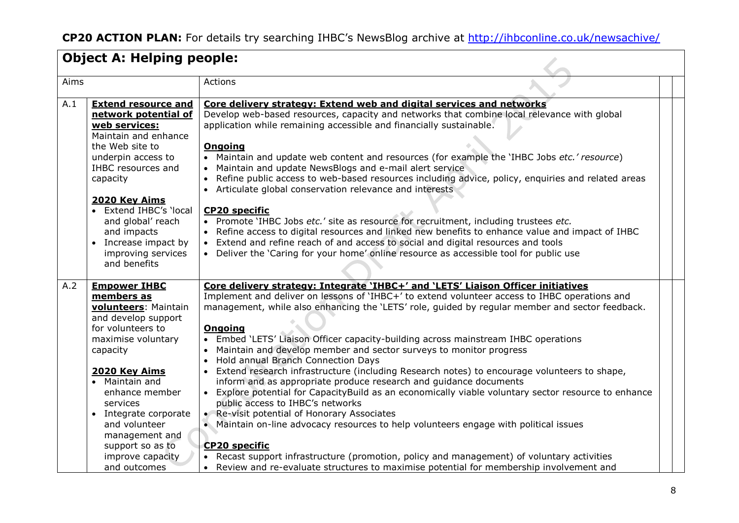**CP20 ACTION PLAN:** For details try searching IHBC's NewsBlog archive at http://ihbconline.co.uk/newsachive/

## Object A: Helping people:

| Aims | | Actions | |
|---|---|---|---|
| A.1 | **Extend resource and network potential of web services:** Maintain and enhance the Web site to underpin access to IHBC resources and capacity<br><br>**2020 Key Aims**<br>• Extend IHBC's 'local and global' reach and impacts<br>• Increase impact by improving services and benefits | **Core delivery strategy: Extend web and digital services and networks**<br>Develop web-based resources, capacity and networks that combine local relevance with global application while remaining accessible and financially sustainable.<br><br>**Ongoing**<br>• Maintain and update web content and resources (for example the 'IHBC Jobs *etc.' resource*)<br>• Maintain and update NewsBlogs and e-mail alert service<br>• Refine public access to web-based resources including advice, policy, enquiries and related areas<br>• Articulate global conservation relevance and interests<br><br>**CP20 specific**<br>• Promote 'IHBC Jobs *etc.*' site as resource for recruitment, including trustees *etc.*<br>• Refine access to digital resources and linked new benefits to enhance value and impact of IHBC<br>• Extend and refine reach of and access to social and digital resources and tools<br>• Deliver the 'Caring for your home' online resource as accessible tool for public use | |
| A.2 | **Empower IHBC members as volunteers**: Maintain and develop support for volunteers to maximise voluntary capacity<br><br>**2020 Key Aims**<br>• Maintain and enhance member services<br>• Integrate corporate and volunteer management and support so as to improve capacity and outcomes | **Core delivery strategy: Integrate 'IHBC+' and 'LETS' Liaison Officer initiatives**<br>Implement and deliver on lessons of 'IHBC+' to extend volunteer access to IHBC operations and management, while also enhancing the 'LETS' role, guided by regular member and sector feedback.<br><br>**Ongoing**<br>• Embed 'LETS' Liaison Officer capacity-building across mainstream IHBC operations<br>• Maintain and develop member and sector surveys to monitor progress<br>• Hold annual Branch Connection Days<br>• Extend research infrastructure (including Research notes) to encourage volunteers to shape, inform and as appropriate produce research and guidance documents<br>• Explore potential for CapacityBuild as an economically viable voluntary sector resource to enhance public access to IHBC's networks<br>• Re-visit potential of Honorary Associates<br>• Maintain on-line advocacy resources to help volunteers engage with political issues<br><br>**CP20 specific**<br>• Recast support infrastructure (promotion, policy and management) of voluntary activities<br>• Review and re-evaluate structures to maximise potential for membership involvement and | |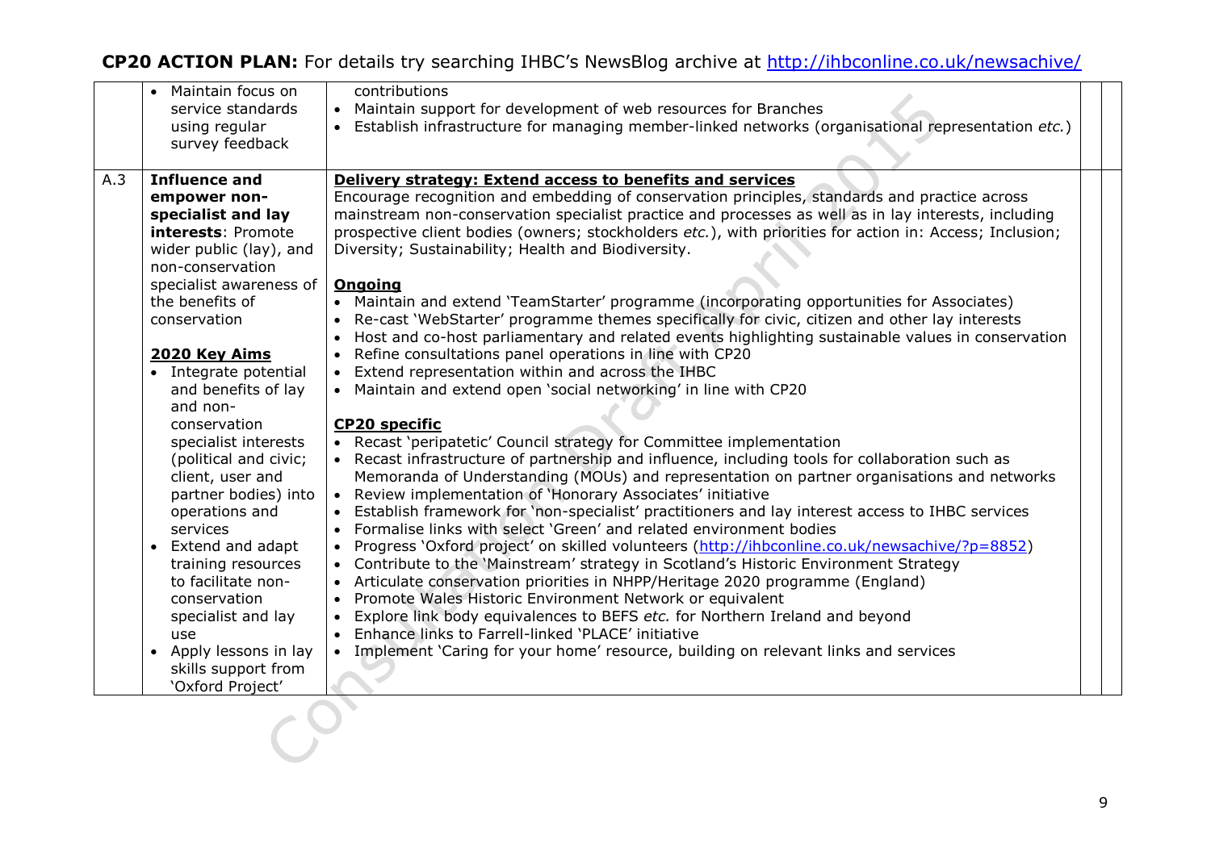**CP20 ACTION PLAN:** For details try searching IHBC's NewsBlog archive at http://ihbconline.co.uk/newsachive/

| | | | |
|---|---|---|---|
| | • Maintain focus on service standards using regular survey feedback | contributions<br>• Maintain support for development of web resources for Branches<br>• Establish infrastructure for managing member-linked networks (organisational representation *etc.*) | |
| A.3 | **Influence and empower non-specialist and lay interests**: Promote wider public (lay), and non-conservation specialist awareness of the benefits of conservation<br><br>**2020 Key Aims**<br>• Integrate potential and benefits of lay and non-conservation specialist interests (political and civic; client, user and partner bodies) into operations and services<br>• Extend and adapt training resources to facilitate non-conservation specialist and lay use<br>• Apply lessons in lay skills support from 'Oxford Project' | **Delivery strategy: Extend access to benefits and services**<br>Encourage recognition and embedding of conservation principles, standards and practice across mainstream non-conservation specialist practice and processes as well as in lay interests, including prospective client bodies (owners; stockholders *etc.*), with priorities for action in: Access; Inclusion; Diversity; Sustainability; Health and Biodiversity.<br><br>**Ongoing**<br>• Maintain and extend 'TeamStarter' programme (incorporating opportunities for Associates)<br>• Re-cast 'WebStarter' programme themes specifically for civic, citizen and other lay interests<br>• Host and co-host parliamentary and related events highlighting sustainable values in conservation<br>• Refine consultations panel operations in line with CP20<br>• Extend representation within and across the IHBC<br>• Maintain and extend open 'social networking' in line with CP20<br><br>**CP20 specific**<br>• Recast 'peripatetic' Council strategy for Committee implementation<br>• Recast infrastructure of partnership and influence, including tools for collaboration such as Memoranda of Understanding (MOUs) and representation on partner organisations and networks<br>• Review implementation of 'Honorary Associates' initiative<br>• Establish framework for 'non-specialist' practitioners and lay interest access to IHBC services<br>• Formalise links with select 'Green' and related environment bodies<br>• Progress 'Oxford project' on skilled volunteers (http://ihbconline.co.uk/newsachive/?p=8852)<br>• Contribute to the 'Mainstream' strategy in Scotland's Historic Environment Strategy<br>• Articulate conservation priorities in NHPP/Heritage 2020 programme (England)<br>• Promote Wales Historic Environment Network or equivalent<br>• Explore link body equivalences to BEFS *etc.* for Northern Ireland and beyond<br>• Enhance links to Farrell-linked 'PLACE' initiative<br>• Implement 'Caring for your home' resource, building on relevant links and services | |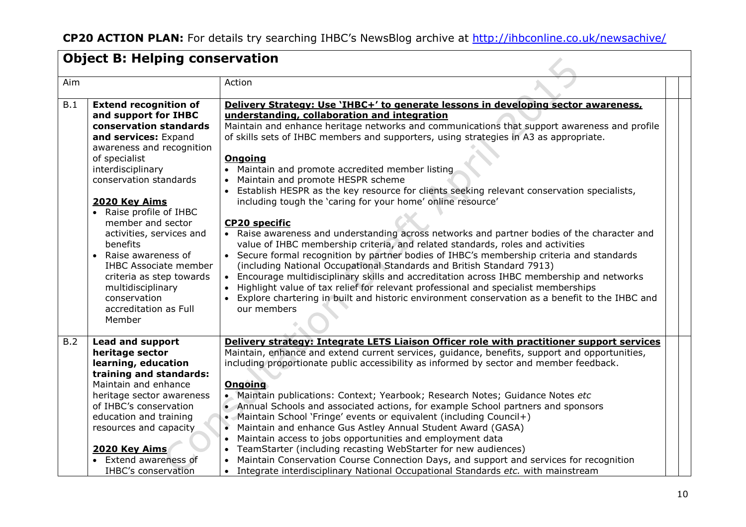**CP20 ACTION PLAN:** For details try searching IHBC's NewsBlog archive at http://ihbconline.co.uk/newsachive/

## Object B: Helping conservation

| Aim | | Action | |
|---|---|---|---|
| B.1 | **Extend recognition of and support for IHBC conservation standards and services:** Expand awareness and recognition of specialist interdisciplinary conservation standards<br><br>**2020 Key Aims**<br>• Raise profile of IHBC member and sector activities, services and benefits<br>• Raise awareness of IHBC Associate member criteria as step towards multidisciplinary conservation accreditation as Full Member | **Delivery Strategy: Use 'IHBC+' to generate lessons in developing sector awareness, understanding, collaboration and integration**<br>Maintain and enhance heritage networks and communications that support awareness and profile of skills sets of IHBC members and supporters, using strategies in A3 as appropriate.<br><br>**Ongoing**<br>• Maintain and promote accredited member listing<br>• Maintain and promote HESPR scheme<br>• Establish HESPR as the key resource for clients seeking relevant conservation specialists, including tough the 'caring for your home' online resource'<br><br>**CP20 specific**<br>• Raise awareness and understanding across networks and partner bodies of the character and value of IHBC membership criteria, and related standards, roles and activities<br>• Secure formal recognition by partner bodies of IHBC's membership criteria and standards (including National Occupational Standards and British Standard 7913)<br>• Encourage multidisciplinary skills and accreditation across IHBC membership and networks<br>• Highlight value of tax relief for relevant professional and specialist memberships<br>• Explore chartering in built and historic environment conservation as a benefit to the IHBC and our members | |
| B.2 | **Lead and support heritage sector learning, education training and standards:** Maintain and enhance heritage sector awareness of IHBC's conservation education and training resources and capacity<br><br>**2020 Key Aims**<br>• Extend awareness of IHBC's conservation | **Delivery strategy: Integrate LETS Liaison Officer role with practitioner support services**<br>Maintain, enhance and extend current services, guidance, benefits, support and opportunities, including proportionate public accessibility as informed by sector and member feedback.<br><br>**Ongoing**<br>• Maintain publications: Context; Yearbook; Research Notes; Guidance Notes *etc*<br>• Annual Schools and associated actions, for example School partners and sponsors<br>• Maintain School 'Fringe' events or equivalent (including Council+)<br>• Maintain and enhance Gus Astley Annual Student Award (GASA)<br>• Maintain access to jobs opportunities and employment data<br>• TeamStarter (including recasting WebStarter for new audiences)<br>• Maintain Conservation Course Connection Days, and support and services for recognition<br>• Integrate interdisciplinary National Occupational Standards *etc.* with mainstream | |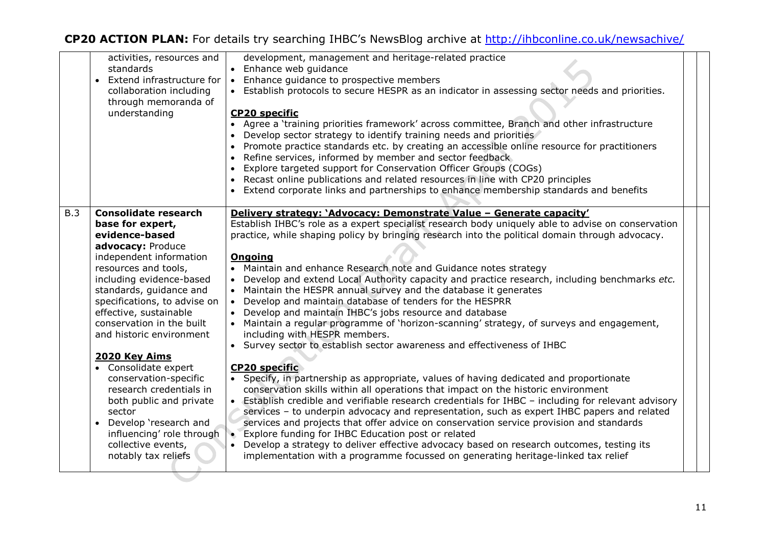# CP20 ACTION PLAN: For details try searching IHBC's NewsBlog archive at http://ihbconline.co.uk/newsachive/

| | | | | |
|---|---|---|---|---|
| | activities, resources and standards<br>• Extend infrastructure for collaboration including through memoranda of understanding | development, management and heritage-related practice<br>• Enhance web guidance<br>• Enhance guidance to prospective members<br>• Establish protocols to secure HESPR as an indicator in assessing sector needs and priorities.<br><br>**CP20 specific**<br>• Agree a 'training priorities framework' across committee, Branch and other infrastructure<br>• Develop sector strategy to identify training needs and priorities<br>• Promote practice standards etc. by creating an accessible online resource for practitioners<br>• Refine services, informed by member and sector feedback<br>• Explore targeted support for Conservation Officer Groups (COGs)<br>• Recast online publications and related resources in line with CP20 principles<br>• Extend corporate links and partnerships to enhance membership standards and benefits | | |
| B.3 | **Consolidate research base for expert, evidence-based advocacy:** Produce independent information resources and tools, including evidence-based standards, guidance and specifications, to advise on effective, sustainable conservation in the built and historic environment<br><br>**2020 Key Aims**<br>• Consolidate expert conservation-specific research credentials in both public and private sector<br>• Develop 'research and influencing' role through collective events, notably tax reliefs | **Delivery strategy: 'Advocacy: Demonstrate Value – Generate capacity'**<br>Establish IHBC's role as a expert specialist research body uniquely able to advise on conservation practice, while shaping policy by bringing research into the political domain through advocacy.<br><br>**Ongoing**<br>• Maintain and enhance Research note and Guidance notes strategy<br>• Develop and extend Local Authority capacity and practice research, including benchmarks *etc.*<br>• Maintain the HESPR annual survey and the database it generates<br>• Develop and maintain database of tenders for the HESPRR<br>• Develop and maintain IHBC's jobs resource and database<br>• Maintain a regular programme of 'horizon-scanning' strategy, of surveys and engagement, including with HESPR members.<br>• Survey sector to establish sector awareness and effectiveness of IHBC<br><br>**CP20 specific**<br>• Specify, in partnership as appropriate, values of having dedicated and proportionate conservation skills within all operations that impact on the historic environment<br>• Establish credible and verifiable research credentials for IHBC – including for relevant advisory services – to underpin advocacy and representation, such as expert IHBC papers and related services and projects that offer advice on conservation service provision and standards<br>• Explore funding for IHBC Education post or related<br>• Develop a strategy to deliver effective advocacy based on research outcomes, testing its implementation with a programme focussed on generating heritage-linked tax relief | | |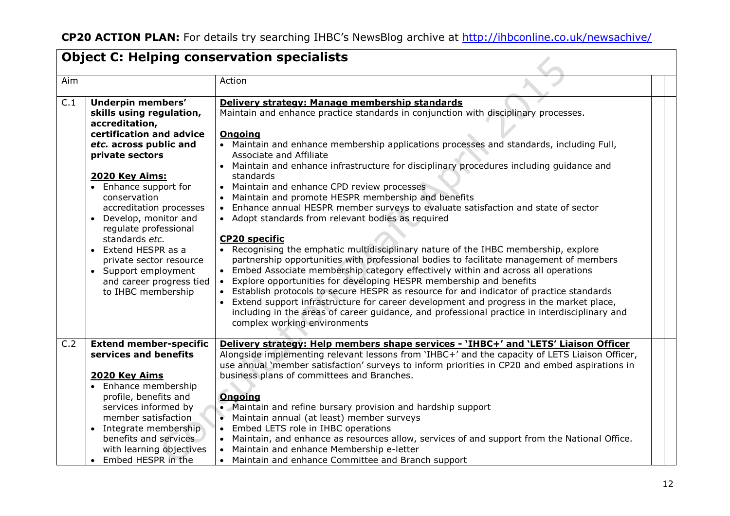**CP20 ACTION PLAN:** For details try searching IHBC's NewsBlog archive at http://ihbconline.co.uk/newsachive/

## Object C: Helping conservation specialists

| Aim | | Action | |
|---|---|---|---|
| C.1 | **Underpin members' skills using regulation, accreditation, certification and advice *etc.* across public and private sectors**<br><br>**2020 Key Aims:**<br>• Enhance support for conservation accreditation processes<br>• Develop, monitor and regulate professional standards *etc.*<br>• Extend HESPR as a private sector resource<br>• Support employment and career progress tied to IHBC membership | **Delivery strategy: Manage membership standards**<br>Maintain and enhance practice standards in conjunction with disciplinary processes.<br><br>**Ongoing**<br>• Maintain and enhance membership applications processes and standards, including Full, Associate and Affiliate<br>• Maintain and enhance infrastructure for disciplinary procedures including guidance and standards<br>• Maintain and enhance CPD review processes<br>• Maintain and promote HESPR membership and benefits<br>• Enhance annual HESPR member surveys to evaluate satisfaction and state of sector<br>• Adopt standards from relevant bodies as required<br><br>**CP20 specific**<br>• Recognising the emphatic multidisciplinary nature of the IHBC membership, explore partnership opportunities with professional bodies to facilitate management of members<br>• Embed Associate membership category effectively within and across all operations<br>• Explore opportunities for developing HESPR membership and benefits<br>• Establish protocols to secure HESPR as resource for and indicator of practice standards<br>• Extend support infrastructure for career development and progress in the market place, including in the areas of career guidance, and professional practice in interdisciplinary and complex working environments | |
| C.2 | **Extend member-specific services and benefits**<br><br>**2020 Key Aims**<br>• Enhance membership profile, benefits and services informed by member satisfaction<br>• Integrate membership benefits and services with learning objectives<br>• Embed HESPR in the | **Delivery strategy: Help members shape services - 'IHBC+' and 'LETS' Liaison Officer**<br>Alongside implementing relevant lessons from 'IHBC+' and the capacity of LETS Liaison Officer, use annual 'member satisfaction' surveys to inform priorities in CP20 and embed aspirations in business plans of committees and Branches.<br><br>**Ongoing**<br>• Maintain and refine bursary provision and hardship support<br>• Maintain annual (at least) member surveys<br>• Embed LETS role in IHBC operations<br>• Maintain, and enhance as resources allow, services of and support from the National Office.<br>• Maintain and enhance Membership e-letter<br>• Maintain and enhance Committee and Branch support | |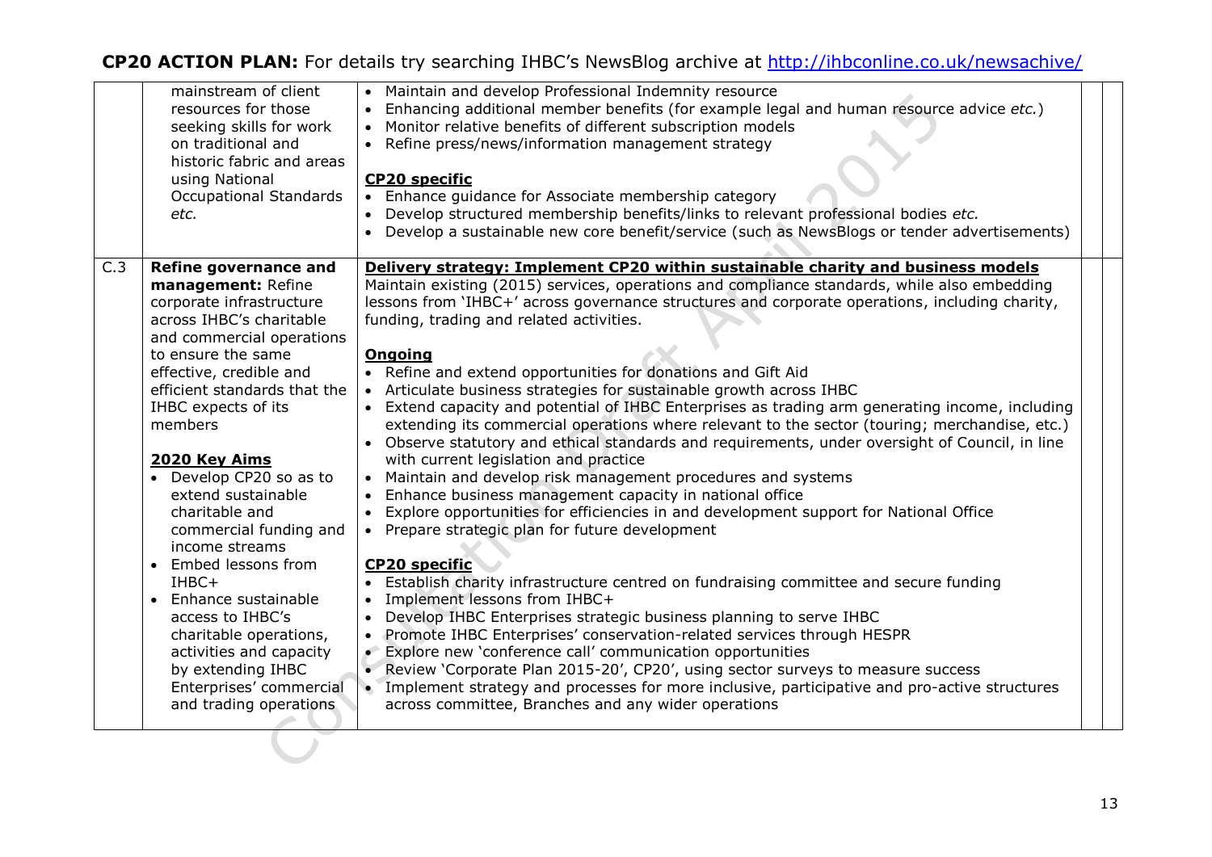**CP20 ACTION PLAN:** For details try searching IHBC's NewsBlog archive at http://ihbconline.co.uk/newsachive/

| | | | |
|---|---|---|---|
| | mainstream of client resources for those seeking skills for work on traditional and historic fabric and areas using National Occupational Standards *etc.* | • Maintain and develop Professional Indemnity resource<br>• Enhancing additional member benefits (for example legal and human resource advice *etc.*)<br>• Monitor relative benefits of different subscription models<br>• Refine press/news/information management strategy<br><br>**CP20 specific**<br>• Enhance guidance for Associate membership category<br>• Develop structured membership benefits/links to relevant professional bodies *etc.*<br>• Develop a sustainable new core benefit/service (such as NewsBlogs or tender advertisements) | |
| C.3 | **Refine governance and management:** Refine corporate infrastructure across IHBC's charitable and commercial operations to ensure the same effective, credible and efficient standards that the IHBC expects of its members<br><br>**2020 Key Aims**<br>• Develop CP20 so as to extend sustainable charitable and commercial funding and income streams<br>• Embed lessons from IHBC+<br>• Enhance sustainable access to IHBC's charitable operations, activities and capacity by extending IHBC Enterprises' commercial and trading operations | **Delivery strategy: Implement CP20 within sustainable charity and business models**<br>Maintain existing (2015) services, operations and compliance standards, while also embedding lessons from 'IHBC+' across governance structures and corporate operations, including charity, funding, trading and related activities.<br><br>**Ongoing**<br>• Refine and extend opportunities for donations and Gift Aid<br>• Articulate business strategies for sustainable growth across IHBC<br>• Extend capacity and potential of IHBC Enterprises as trading arm generating income, including extending its commercial operations where relevant to the sector (touring; merchandise, etc.)<br>• Observe statutory and ethical standards and requirements, under oversight of Council, in line with current legislation and practice<br>• Maintain and develop risk management procedures and systems<br>• Enhance business management capacity in national office<br>• Explore opportunities for efficiencies in and development support for National Office<br>• Prepare strategic plan for future development<br><br>**CP20 specific**<br>• Establish charity infrastructure centred on fundraising committee and secure funding<br>• Implement lessons from IHBC+<br>• Develop IHBC Enterprises strategic business planning to serve IHBC<br>• Promote IHBC Enterprises' conservation-related services through HESPR<br>• Explore new 'conference call' communication opportunities<br>• Review 'Corporate Plan 2015-20', CP20', using sector surveys to measure success<br>• Implement strategy and processes for more inclusive, participative and pro-active structures across committee, Branches and any wider operations | |